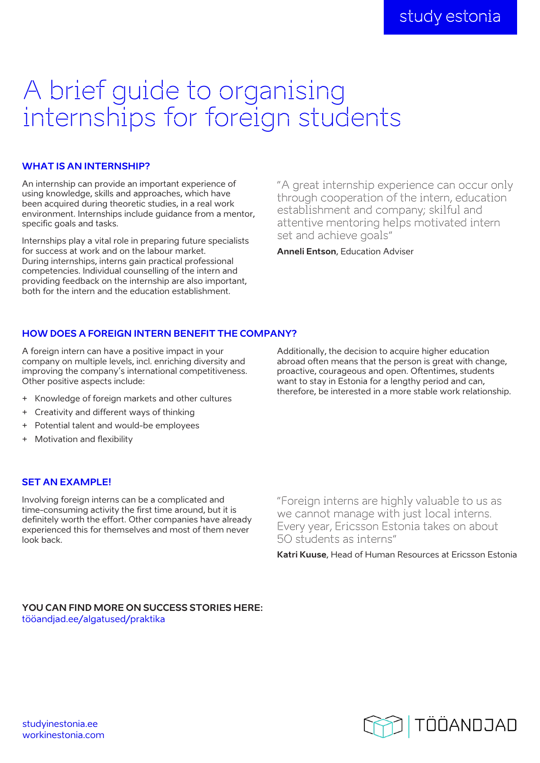study estonia

# A brief guide to organising internships for foreign students

## WHAT IS AN INTERNSHIP?

An internship can provide an important experience of using knowledge, skills and approaches, which have been acquired during theoretic studies, in a real work environment. Internships include guidance from a mentor, specific goals and tasks.

Internships play a vital role in preparing future specialists for success at work and on the labour market. During internships, interns gain practical professional competencies. Individual counselling of the intern and providing feedback on the internship are also important, both for the intern and the education establishment.

"A great internship experience can occur only through cooperation of the intern, education establishment and company; skilful and attentive mentoring helps motivated intern set and achieve goals"

**Anneli Entson**, Education Adviser

## HOW DOES A FOREIGN INTERN BENEFIT THE COMPANY?

A foreign intern can have a positive impact in your company on multiple levels, incl. enriching diversity and improving the company's international competitiveness. Other positive aspects include:

+ Knowledge of foreign markets and other cultures
+ Creativity and different ways of thinking
+ Potential talent and would-be employees
+ Motivation and flexibility

Additionally, the decision to acquire higher education abroad often means that the person is great with change, proactive, courageous and open. Oftentimes, students want to stay in Estonia for a lengthy period and can, therefore, be interested in a more stable work relationship.

## SET AN EXAMPLE!

Involving foreign interns can be a complicated and time-consuming activity the first time around, but it is definitely worth the effort. Other companies have already experienced this for themselves and most of them never look back.

"Foreign interns are highly valuable to us as we cannot manage with just local interns. Every year, Ericsson Estonia takes on about 50 students as interns"

**Katri Kuuse**, Head of Human Resources at Ericsson Estonia

**YOU CAN FIND MORE ON SUCCESS STORIES HERE:**
tööandjad.ee/algatused/praktika

studyinestonia.ee
workinestonia.com

TÖÖANDJAD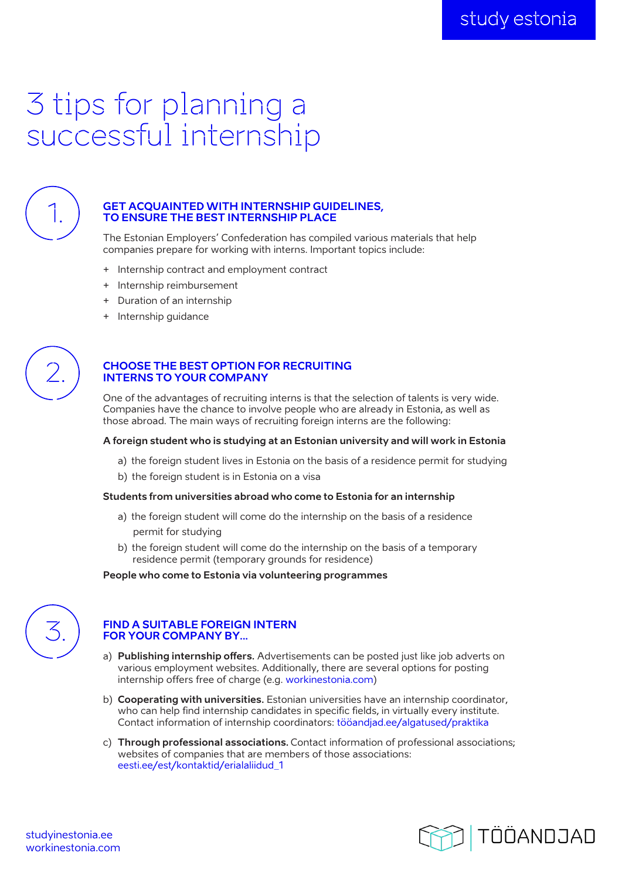# 3 tips for planning a successful internship

## 1. GET ACQUAINTED WITH INTERNSHIP GUIDELINES, TO ENSURE THE BEST INTERNSHIP PLACE

The Estonian Employers' Confederation has compiled various materials that help companies prepare for working with interns. Important topics include:

- Internship contract and employment contract
- Internship reimbursement
- Duration of an internship
- Internship guidance

## 2. CHOOSE THE BEST OPTION FOR RECRUITING INTERNS TO YOUR COMPANY

One of the advantages of recruiting interns is that the selection of talents is very wide. Companies have the chance to involve people who are already in Estonia, as well as those abroad. The main ways of recruiting foreign interns are the following:

**A foreign student who is studying at an Estonian university and will work in Estonia**

a) the foreign student lives in Estonia on the basis of a residence permit for studying

b) the foreign student is in Estonia on a visa

**Students from universities abroad who come to Estonia for an internship**

a) the foreign student will come do the internship on the basis of a residence permit for studying

b) the foreign student will come do the internship on the basis of a temporary residence permit (temporary grounds for residence)

**People who come to Estonia via volunteering programmes**

## 3. FIND A SUITABLE FOREIGN INTERN FOR YOUR COMPANY BY...

a) **Publishing internship offers.** Advertisements can be posted just like job adverts on various employment websites. Additionally, there are several options for posting internship offers free of charge (e.g. workinestonia.com)

b) **Cooperating with universities.** Estonian universities have an internship coordinator, who can help find internship candidates in specific fields, in virtually every institute. Contact information of internship coordinators: tööandjad.ee/algatused/praktika

c) **Through professional associations.** Contact information of professional associations; websites of companies that are members of those associations: eesti.ee/est/kontaktid/erialaliidud_1

studyinestonia.ee
workinestonia.com